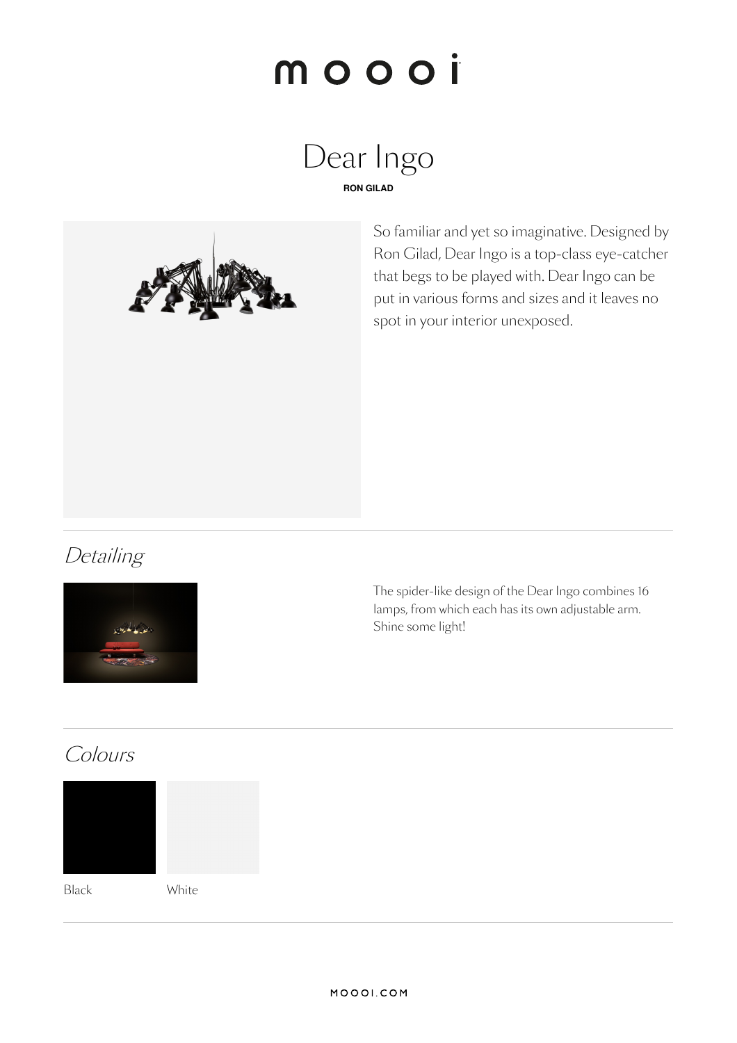moooi

# Dear Ingo

**RON GILAD**

So familiar and yet so imaginative. Designed by Ron Gilad, Dear Ingo is a top-class eye-catcher that begs to be played with. Dear Ingo can be put in various forms and sizes and it leaves no spot in your interior unexposed.

## *Detailing*

The spider-like design of the Dear Ingo combines 16 lamps, from which each has its own adjustable arm. Shine some light!

## *Colours*

Black

White

MOOOI.COM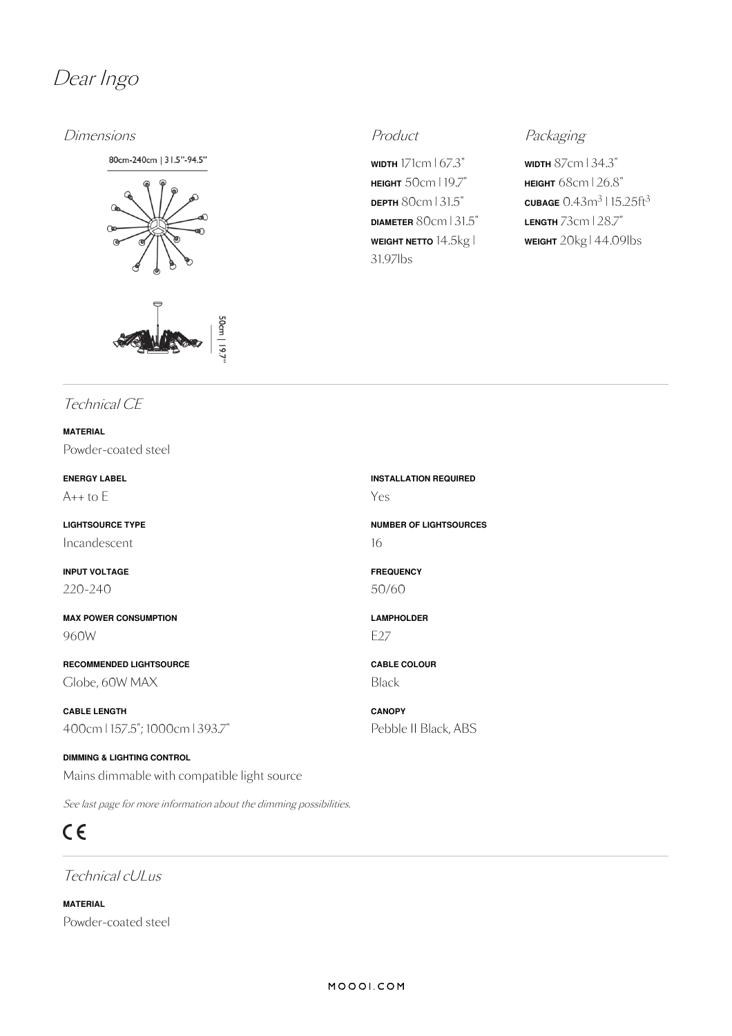# Dear Ingo

## Dimensions

80cm-240cm | 31.5"-94.5"

50cm | 19.7"

## Product

**WIDTH** 171cm | 67.3"
**HEIGHT** 50cm | 19.7"
**DEPTH** 80cm | 31.5"
**DIAMETER** 80cm | 31.5"
**WEIGHT NETTO** 14.5kg | 31.97lbs

## Packaging

**WIDTH** 87cm | 34.3"
**HEIGHT** 68cm | 26.8"
**CUBAGE** $0.43m^3$ | $15.25ft^3$
**LENGTH** 73cm | 28.7"
**WEIGHT** 20kg | 44.09lbs

## Technical CE

**MATERIAL**
Powder-coated steel

**ENERGY LABEL**
A++ to E

**INSTALLATION REQUIRED**
Yes

**LIGHTSOURCE TYPE**
Incandescent

**NUMBER OF LIGHTSOURCES**
16

**INPUT VOLTAGE**
220-240

**FREQUENCY**
50/60

**MAX POWER CONSUMPTION**
960W

**LAMPHOLDER**
E27

**RECOMMENDED LIGHTSOURCE**
Globe, 60W MAX

**CABLE COLOUR**
Black

**CABLE LENGTH**
400cm | 157.5"; 1000cm | 393.7"

**CANOPY**
Pebble II Black, ABS

**DIMMING & LIGHTING CONTROL**
Mains dimmable with compatible light source

*See last page for more information about the dimming possibilities.*

CE

## Technical cULus

**MATERIAL**
Powder-coated steel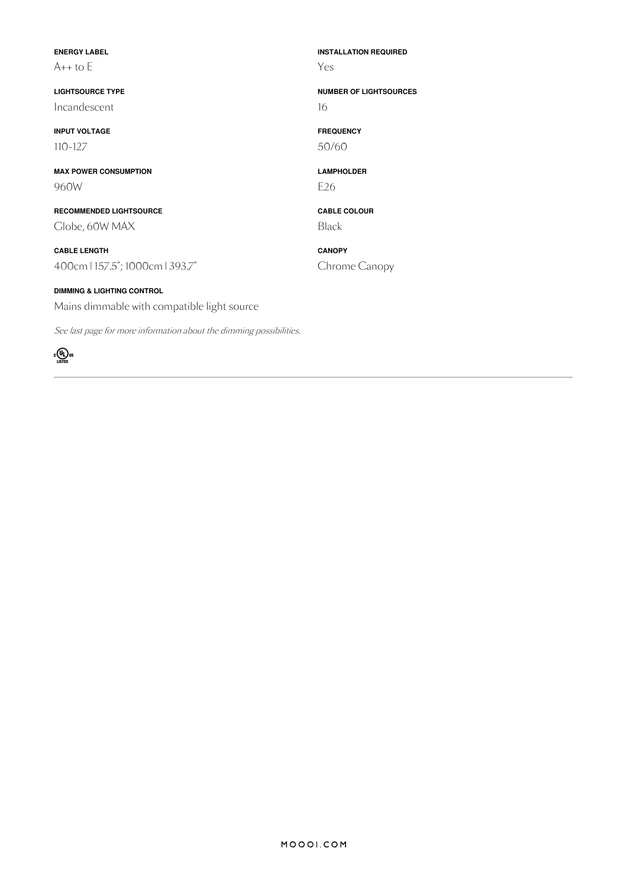**ENERGY LABEL**
A++ to E

**INSTALLATION REQUIRED**
Yes

**LIGHTSOURCE TYPE**
Incandescent

**NUMBER OF LIGHTSOURCES**
16

**INPUT VOLTAGE**
110-127

**FREQUENCY**
50/60

**MAX POWER CONSUMPTION**
960W

**LAMPHOLDER**
E26

**RECOMMENDED LIGHTSOURCE**
Globe, 60W MAX

**CABLE COLOUR**
Black

**CABLE LENGTH**
400cm | 157.5"; 1000cm | 393.7"

**CANOPY**
Chrome Canopy

**DIMMING & LIGHTING CONTROL**
Mains dimmable with compatible light source

*See last page for more information about the dimming possibilities.*

c UL us LISTED

MOOOI.COM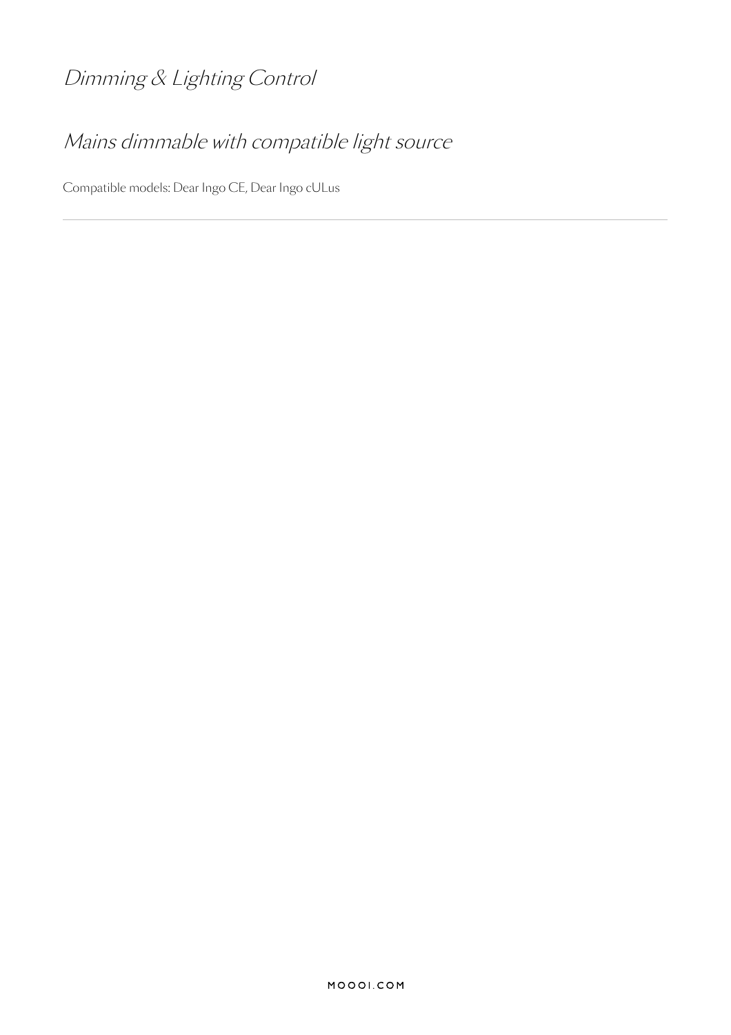# *Dimming & Lighting Control*

## *Mains dimmable with compatible light source*

Compatible models: Dear Ingo CE, Dear Ingo cULus

---